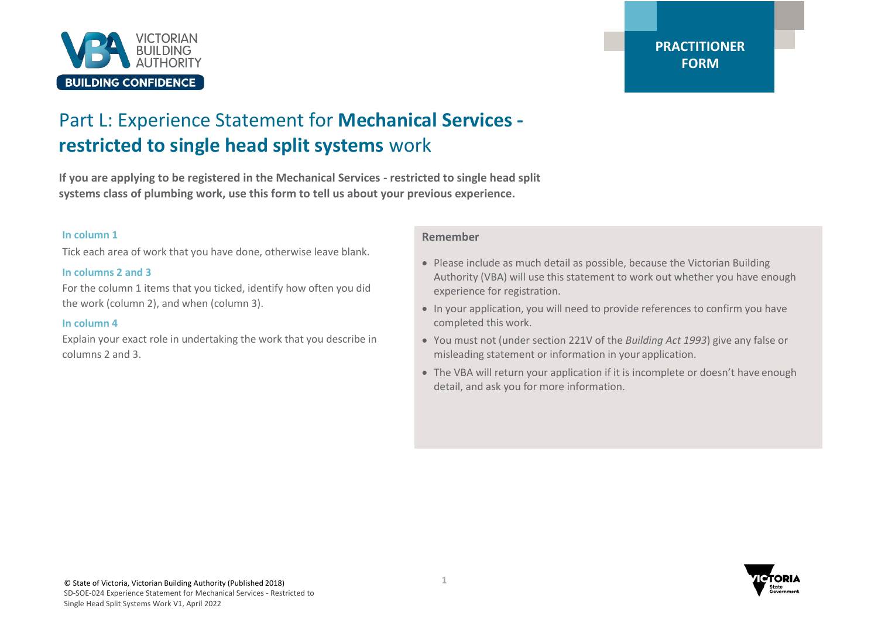PRACTITIONER FORM

# Part L: Experience Statement for **Mechanical Services - restricted to single head split systems** work

**If you are applying to be registered in the Mechanical Services - restricted to single head split systems class of plumbing work, use this form to tell us about your previous experience.**

### In column 1

Tick each area of work that you have done, otherwise leave blank.

### In columns 2 and 3

For the column 1 items that you ticked, identify how often you did the work (column 2), and when (column 3).

### In column 4

Explain your exact role in undertaking the work that you describe in columns 2 and 3.

### Remember

- Please include as much detail as possible, because the Victorian Building Authority (VBA) will use this statement to work out whether you have enough experience for registration.
- In your application, you will need to provide references to confirm you have completed this work.
- You must not (under section 221V of the *Building Act 1993*) give any false or misleading statement or information in your application.
- The VBA will return your application if it is incomplete or doesn't have enough detail, and ask you for more information.

© State of Victoria, Victorian Building Authority (Published 2018)
SD-SOE-024 Experience Statement for Mechanical Services - Restricted to Single Head Split Systems Work V1, April 2022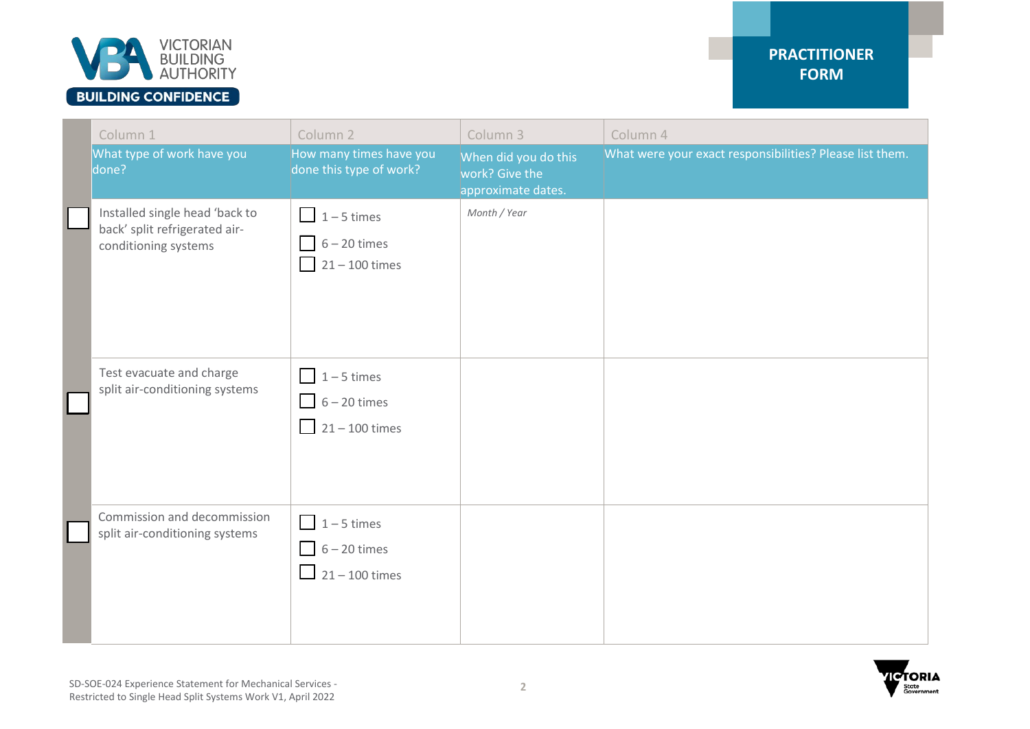**PRACTITIONER FORM**

| | Column 1 | Column 2 | Column 3 | Column 4 |
|---|---|---|---|---|
| | What type of work have you done? | How many times have you done this type of work? | When did you do this work? Give the approximate dates. | What were your exact responsibilities? Please list them. |
| ☐ | Installed single head ‘back to back’ split refrigerated air-conditioning systems | ☐ 1 – 5 times<br>☐ 6 – 20 times<br>☐ 21 – 100 times | *Month / Year* | |
| ☐ | Test evacuate and charge split air-conditioning systems | ☐ 1 – 5 times<br>☐ 6 – 20 times<br>☐ 21 – 100 times | | |
| ☐ | Commission and decommission split air-conditioning systems | ☐ 1 – 5 times<br>☐ 6 – 20 times<br>☐ 21 – 100 times | | |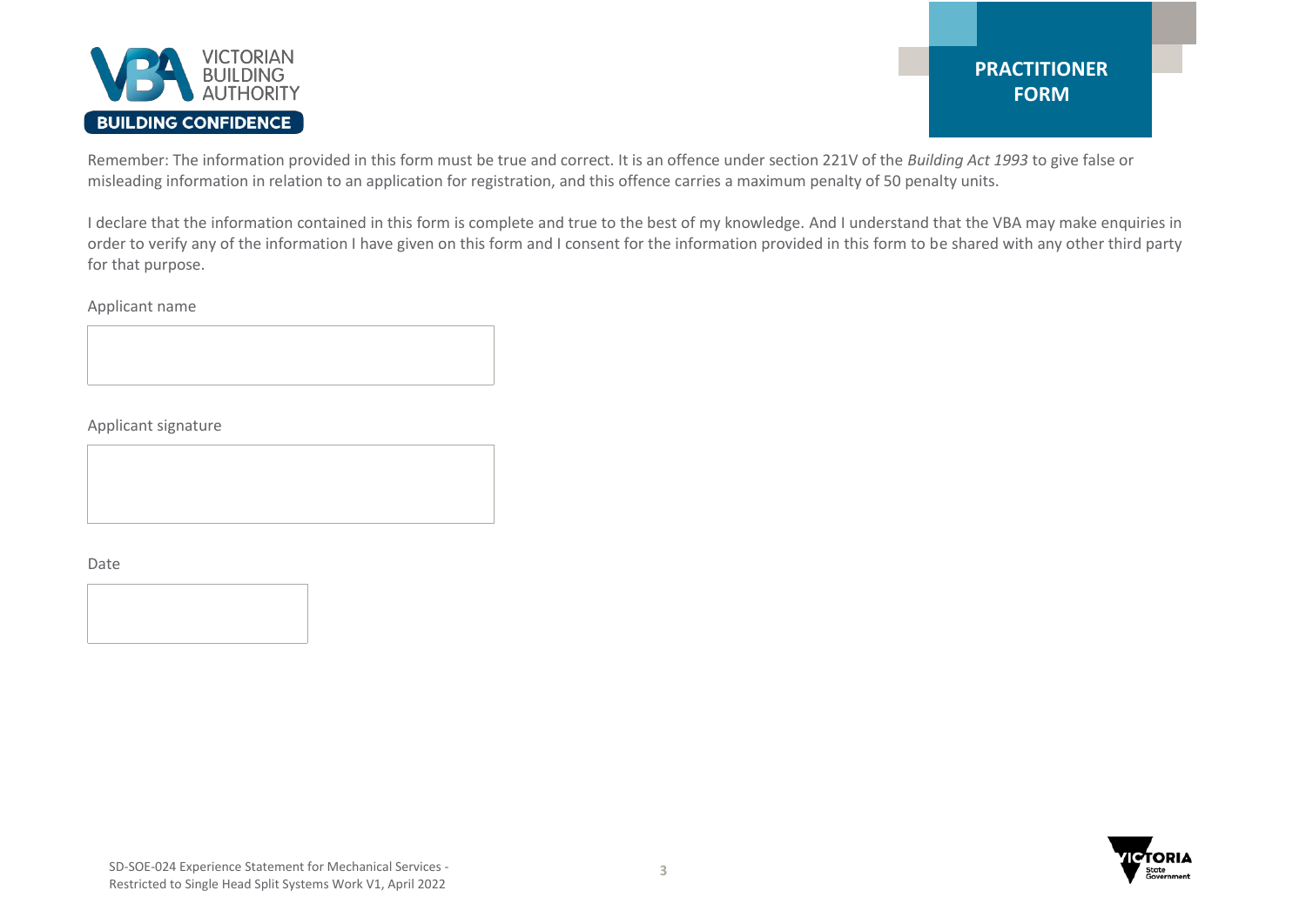Remember: The information provided in this form must be true and correct. It is an offence under section 221V of the *Building Act 1993* to give false or misleading information in relation to an application for registration, and this offence carries a maximum penalty of 50 penalty units.

I declare that the information contained in this form is complete and true to the best of my knowledge. And I understand that the VBA may make enquiries in order to verify any of the information I have given on this form and I consent for the information provided in this form to be shared with any other third party for that purpose.

Applicant name

Applicant signature

Date